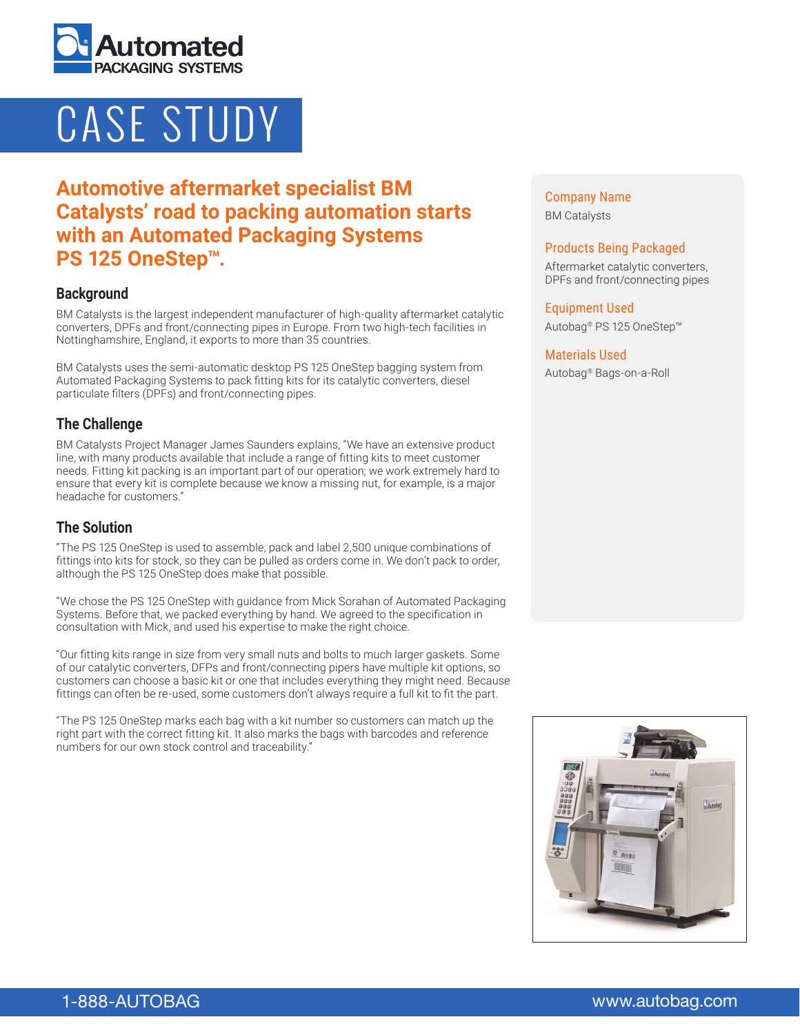# CASE STUDY

## Automotive aftermarket specialist BM Catalysts' road to packing automation starts with an Automated Packaging Systems PS 125 OneStep™.

### Background

BM Catalysts is the largest independent manufacturer of high-quality aftermarket catalytic converters, DPFs and front/connecting pipes in Europe. From two high-tech facilities in Nottinghamshire, England, it exports to more than 35 countries.

BM Catalysts uses the semi-automatic desktop PS 125 OneStep bagging system from Automated Packaging Systems to pack fitting kits for its catalytic converters, diesel particulate filters (DPFs) and front/connecting pipes.

### The Challenge

BM Catalysts Project Manager James Saunders explains, "We have an extensive product line, with many products available that include a range of fitting kits to meet customer needs. Fitting kit packing is an important part of our operation; we work extremely hard to ensure that every kit is complete because we know a missing nut, for example, is a major headache for customers."

### The Solution

"The PS 125 OneStep is used to assemble, pack and label 2,500 unique combinations of fittings into kits for stock, so they can be pulled as orders come in. We don't pack to order, although the PS 125 OneStep does make that possible.

"We chose the PS 125 OneStep with guidance from Mick Sorahan of Automated Packaging Systems. Before that, we packed everything by hand. We agreed to the specification in consultation with Mick, and used his expertise to make the right choice.

"Our fitting kits range in size from very small nuts and bolts to much larger gaskets. Some of our catalytic converters, DFPs and front/connecting pipers have multiple kit options, so customers can choose a basic kit or one that includes everything they might need. Because fittings can often be re-used, some customers don't always require a full kit to fit the part.

"The PS 125 OneStep marks each bag with a kit number so customers can match up the right part with the correct fitting kit. It also marks the bags with barcodes and reference numbers for our own stock control and traceability."

**Company Name**
BM Catalysts

**Products Being Packaged**
Aftermarket catalytic converters, DPFs and front/connecting pipes

**Equipment Used**
Autobag® PS 125 OneStep™

**Materials Used**
Autobag® Bags-on-a-Roll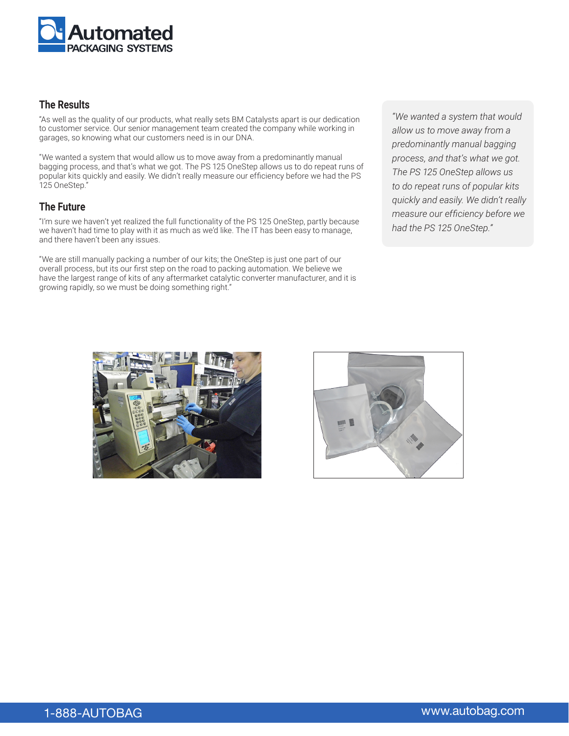## The Results

"As well as the quality of our products, what really sets BM Catalysts apart is our dedication to customer service. Our senior management team created the company while working in garages, so knowing what our customers need is in our DNA.

"We wanted a system that would allow us to move away from a predominantly manual bagging process, and that's what we got. The PS 125 OneStep allows us to do repeat runs of popular kits quickly and easily. We didn't really measure our efficiency before we had the PS 125 OneStep."

## The Future

"I'm sure we haven't yet realized the full functionality of the PS 125 OneStep, partly because we haven't had time to play with it as much as we'd like. The IT has been easy to manage, and there haven't been any issues.

"We are still manually packing a number of our kits; the OneStep is just one part of our overall process, but its our first step on the road to packing automation. We believe we have the largest range of kits of any aftermarket catalytic converter manufacturer, and it is growing rapidly, so we must be doing something right."

*"We wanted a system that would allow us to move away from a predominantly manual bagging process, and that's what we got. The PS 125 OneStep allows us to do repeat runs of popular kits quickly and easily. We didn't really measure our efficiency before we had the PS 125 OneStep."*